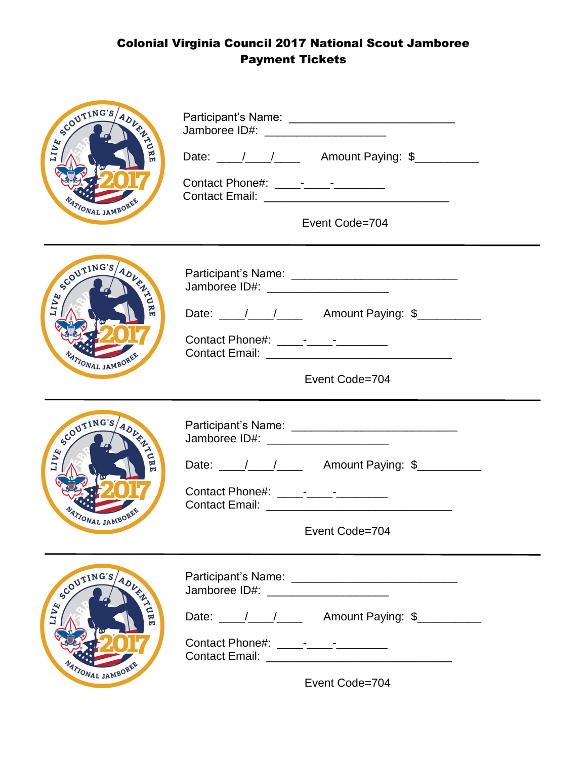**Colonial Virginia Council 2017 National Scout Jamboree**
**Payment Tickets**

Participant's Name: _________________________
Jamboree ID#: __________________

Date: ____/____/____ Amount Paying: $__________

Contact Phone#: ____-____-________
Contact Email: ____________________________

Event Code=704

---

Participant's Name: _________________________
Jamboree ID#: __________________

Date: ____/____/____ Amount Paying: $__________

Contact Phone#: ____-____-________
Contact Email: ____________________________

Event Code=704

---

Participant's Name: _________________________
Jamboree ID#: __________________

Date: ____/____/____ Amount Paying: $__________

Contact Phone#: ____-____-________
Contact Email: ____________________________

Event Code=704

---

Participant's Name: _________________________
Jamboree ID#: __________________

Date: ____/____/____ Amount Paying: $__________

Contact Phone#: ____-____-________
Contact Email: ____________________________

Event Code=704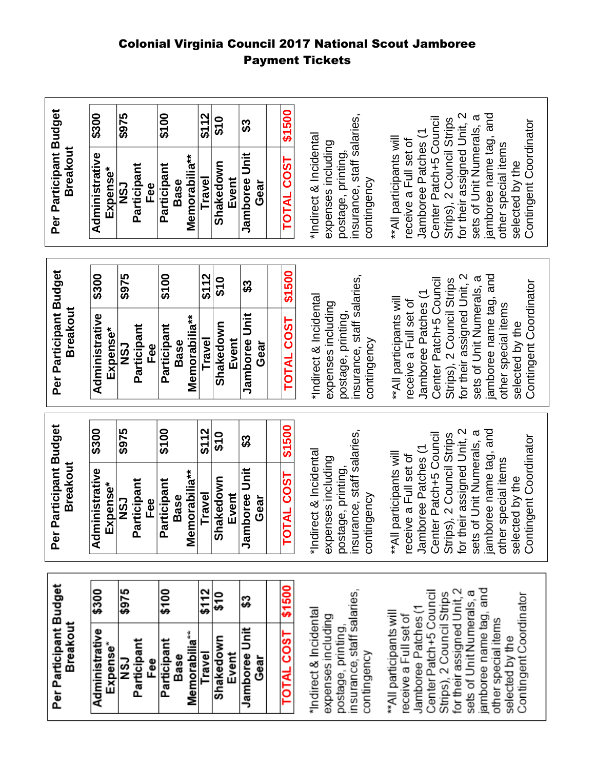# Colonial Virginia Council 2017 National Scout Jamboree
# Payment Tickets

## Per Participant Budget Breakout

| | |
|---|---|
| Administrative Expense* | $300 |
| NSJ Participant Fee | $975 |
| Participant Base Memorabilia** | $100 |
| Travel | $112 |
| Shakedown Event | $10 |
| Jamboree Unit Gear | $3 |
| | |
| TOTAL COST | $1500 |

*Indirect & Incidental expenses including postage, printing, insurance, staff salaries, contingency

**All participants will receive a Full set of Jamboree Patches (1 Center Patch+5 Council Strips), 2 Council Strips for their assigned Unit, 2 sets of Unit Numerals, a jamboree name tag, and other special items selected by the Contingent Coordinator

## Per Participant Budget Breakout

| | |
|---|---|
| Administrative Expense* | $300 |
| NSJ Participant Fee | $975 |
| Participant Base Memorabilia** | $100 |
| Travel | $112 |
| Shakedown Event | $10 |
| Jamboree Unit Gear | $3 |
| | |
| TOTAL COST | $1500 |

*Indirect & Incidental expenses including postage, printing, insurance, staff salaries, contingency

**All participants will receive a Full set of Jamboree Patches (1 Center Patch+5 Council Strips), 2 Council Strips for their assigned Unit, 2 sets of Unit Numerals, a jamboree name tag, and other special items selected by the Contingent Coordinator

## Per Participant Budget Breakout

| | |
|---|---|
| Administrative Expense* | $300 |
| NSJ Participant Fee | $975 |
| Participant Base Memorabilia** | $100 |
| Travel | $112 |
| Shakedown Event | $10 |
| Jamboree Unit Gear | $3 |
| | |
| TOTAL COST | $1500 |

*Indirect & Incidental expenses including postage, printing, insurance, staff salaries, contingency

**All participants will receive a Full set of Jamboree Patches (1 Center Patch+5 Council Strips), 2 Council Strips for their assigned Unit, 2 sets of Unit Numerals, a jamboree name tag, and other special items selected by the Contingent Coordinator

## Per Participant Budget Breakout

| | |
|---|---|
| Administrative Expense* | $300 |
| NSJ Participant Fee | $975 |
| Participant Base Memorabilia** | $100 |
| Travel | $112 |
| Shakedown Event | $10 |
| Jamboree Unit Gear | $3 |
| | |
| TOTAL COST | $1500 |

*Indirect & Incidental expenses including postage, printing, insurance, staff salaries, contingency

**All participants will receive a Full set of Jamboree Patches (1 Center Patch+5 Council Strips), 2 Council Strips for their assigned Unit, 2 sets of Unit Numerals, a jamboree name tag, and other special items selected by the Contingent Coordinator